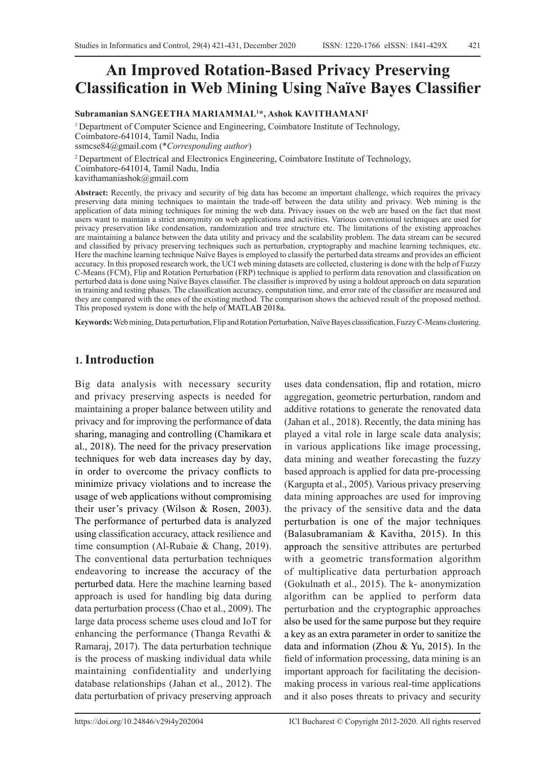# An Improved Rotation-Based Privacy Preserving Classification in Web Mining Using Naïve Bayes Classifier

**Subramanian SANGEETHA MARIAMMAL[1]*, Ashok KAVITHAMANI[2]**

[1] Department of Computer Science and Engineering, Coimbatore Institute of Technology, Coimbatore-641014, Tamil Nadu, India
ssmcse84@gmail.com (**Corresponding author*)

[2] Department of Electrical and Electronics Engineering, Coimbatore Institute of Technology, Coimbatore-641014, Tamil Nadu, India
kavithamaniashok@gmail.com

**Abstract:** Recently, the privacy and security of big data has become an important challenge, which requires the privacy preserving data mining techniques to maintain the trade-off between the data utility and privacy. Web mining is the application of data mining techniques for mining the web data. Privacy issues on the web are based on the fact that most users want to maintain a strict anonymity on web applications and activities. Various conventional techniques are used for privacy preservation like condensation, randomization and tree structure etc. The limitations of the existing approaches are maintaining a balance between the data utility and privacy and the scalability problem. The data stream can be secured and classified by privacy preserving techniques such as perturbation, cryptography and machine learning techniques, etc. Here the machine learning technique Naïve Bayes is employed to classify the perturbed data streams and provides an efficient accuracy. In this proposed research work, the UCI web mining datasets are collected, clustering is done with the help of Fuzzy C-Means (FCM), Flip and Rotation Perturbation (FRP) technique is applied to perform data renovation and classification on perturbed data is done using Naïve Bayes classifier. The classifier is improved by using a holdout approach on data separation in training and testing phases. The classification accuracy, computation time, and error rate of the classifier are measured and they are compared with the ones of the existing method. The comparison shows the achieved result of the proposed method. This proposed system is done with the help of MATLAB 2018a.

**Keywords:** Web mining, Data perturbation, Flip and Rotation Perturbation, Naïve Bayes classification, Fuzzy C-Means clustering.

## 1. Introduction

Big data analysis with necessary security and privacy preserving aspects is needed for maintaining a proper balance between utility and privacy and for improving the performance of data sharing, managing and controlling (Chamikara et al., 2018). The need for the privacy preservation techniques for web data increases day by day, in order to overcome the privacy conflicts to minimize privacy violations and to increase the usage of web applications without compromising their user's privacy (Wilson & Rosen, 2003). The performance of perturbed data is analyzed using classification accuracy, attack resilience and time consumption (Al-Rubaie & Chang, 2019). The conventional data perturbation techniques endeavoring to increase the accuracy of the perturbed data. Here the machine learning based approach is used for handling big data during data perturbation process (Chao et al., 2009). The large data process scheme uses cloud and IoT for enhancing the performance (Thanga Revathi & Ramaraj, 2017). The data perturbation technique is the process of masking individual data while maintaining confidentiality and underlying database relationships (Jahan et al., 2012). The data perturbation of privacy preserving approach uses data condensation, flip and rotation, micro aggregation, geometric perturbation, random and additive rotations to generate the renovated data (Jahan et al., 2018). Recently, the data mining has played a vital role in large scale data analysis; in various applications like image processing, data mining and weather forecasting the fuzzy based approach is applied for data pre-processing (Kargupta et al., 2005). Various privacy preserving data mining approaches are used for improving the privacy of the sensitive data and the data perturbation is one of the major techniques (Balasubramaniam & Kavitha, 2015). In this approach the sensitive attributes are perturbed with a geometric transformation algorithm of multiplicative data perturbation approach (Gokulnath et al., 2015). The k- anonymization algorithm can be applied to perform data perturbation and the cryptographic approaches also be used for the same purpose but they require a key as an extra parameter in order to sanitize the data and information (Zhou & Yu, 2015). In the field of information processing, data mining is an important approach for facilitating the decision-making process in various real-time applications and it also poses threats to privacy and security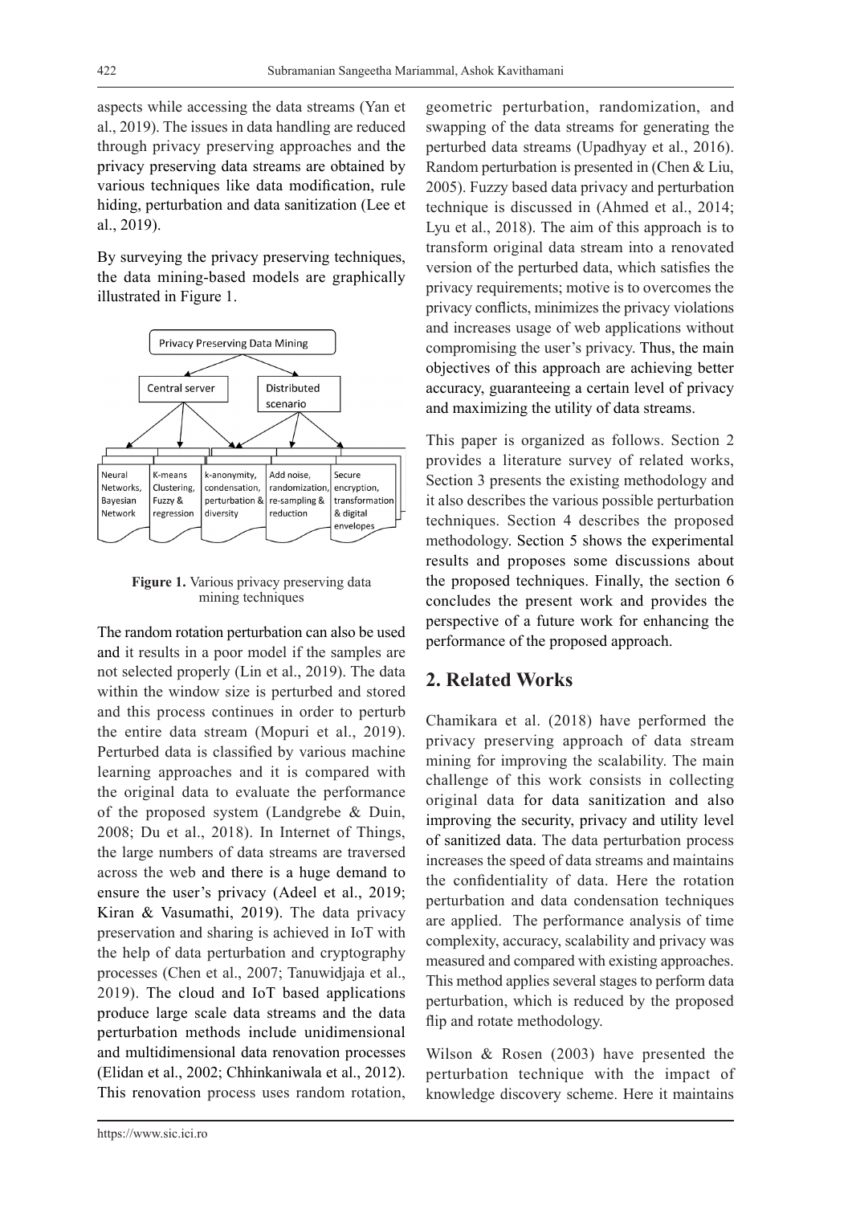aspects while accessing the data streams (Yan et al., 2019). The issues in data handling are reduced through privacy preserving approaches and the privacy preserving data streams are obtained by various techniques like data modification, rule hiding, perturbation and data sanitization (Lee et al., 2019).

By surveying the privacy preserving techniques, the data mining-based models are graphically illustrated in Figure 1.

**Figure 1.** Various privacy preserving data mining techniques

The random rotation perturbation can also be used and it results in a poor model if the samples are not selected properly (Lin et al., 2019). The data within the window size is perturbed and stored and this process continues in order to perturb the entire data stream (Mopuri et al., 2019). Perturbed data is classified by various machine learning approaches and it is compared with the original data to evaluate the performance of the proposed system (Landgrebe & Duin, 2008; Du et al., 2018). In Internet of Things, the large numbers of data streams are traversed across the web and there is a huge demand to ensure the user's privacy (Adeel et al., 2019; Kiran & Vasumathi, 2019). The data privacy preservation and sharing is achieved in IoT with the help of data perturbation and cryptography processes (Chen et al., 2007; Tanuwidjaja et al., 2019). The cloud and IoT based applications produce large scale data streams and the data perturbation methods include unidimensional and multidimensional data renovation processes (Elidan et al., 2002; Chhinkaniwala et al., 2012). This renovation process uses random rotation, geometric perturbation, randomization, and swapping of the data streams for generating the perturbed data streams (Upadhyay et al., 2016). Random perturbation is presented in (Chen & Liu, 2005). Fuzzy based data privacy and perturbation technique is discussed in (Ahmed et al., 2014; Lyu et al., 2018). The aim of this approach is to transform original data stream into a renovated version of the perturbed data, which satisfies the privacy requirements; motive is to overcomes the privacy conflicts, minimizes the privacy violations and increases usage of web applications without compromising the user's privacy. Thus, the main objectives of this approach are achieving better accuracy, guaranteeing a certain level of privacy and maximizing the utility of data streams.

This paper is organized as follows. Section 2 provides a literature survey of related works, Section 3 presents the existing methodology and it also describes the various possible perturbation techniques. Section 4 describes the proposed methodology. Section 5 shows the experimental results and proposes some discussions about the proposed techniques. Finally, the section 6 concludes the present work and provides the perspective of a future work for enhancing the performance of the proposed approach.

## 2. Related Works

Chamikara et al. (2018) have performed the privacy preserving approach of data stream mining for improving the scalability. The main challenge of this work consists in collecting original data for data sanitization and also improving the security, privacy and utility level of sanitized data. The data perturbation process increases the speed of data streams and maintains the confidentiality of data. Here the rotation perturbation and data condensation techniques are applied. The performance analysis of time complexity, accuracy, scalability and privacy was measured and compared with existing approaches. This method applies several stages to perform data perturbation, which is reduced by the proposed flip and rotate methodology.

Wilson & Rosen (2003) have presented the perturbation technique with the impact of knowledge discovery scheme. Here it maintains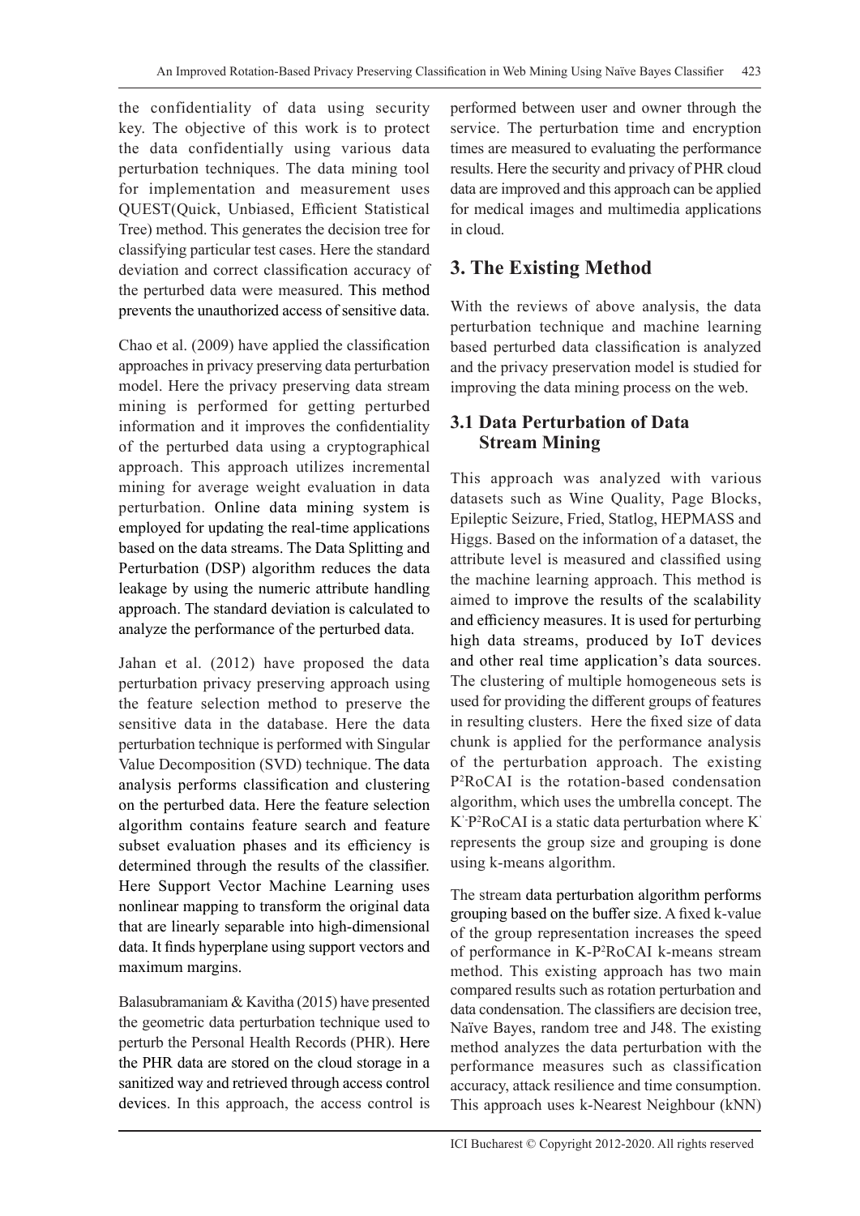the confidentiality of data using security key. The objective of this work is to protect the data confidentially using various data perturbation techniques. The data mining tool for implementation and measurement uses QUEST(Quick, Unbiased, Efficient Statistical Tree) method. This generates the decision tree for classifying particular test cases. Here the standard deviation and correct classification accuracy of the perturbed data were measured. This method prevents the unauthorized access of sensitive data.

Chao et al. (2009) have applied the classification approaches in privacy preserving data perturbation model. Here the privacy preserving data stream mining is performed for getting perturbed information and it improves the confidentiality of the perturbed data using a cryptographical approach. This approach utilizes incremental mining for average weight evaluation in data perturbation. Online data mining system is employed for updating the real-time applications based on the data streams. The Data Splitting and Perturbation (DSP) algorithm reduces the data leakage by using the numeric attribute handling approach. The standard deviation is calculated to analyze the performance of the perturbed data.

Jahan et al. (2012) have proposed the data perturbation privacy preserving approach using the feature selection method to preserve the sensitive data in the database. Here the data perturbation technique is performed with Singular Value Decomposition (SVD) technique. The data analysis performs classification and clustering on the perturbed data. Here the feature selection algorithm contains feature search and feature subset evaluation phases and its efficiency is determined through the results of the classifier. Here Support Vector Machine Learning uses nonlinear mapping to transform the original data that are linearly separable into high-dimensional data. It finds hyperplane using support vectors and maximum margins.

Balasubramaniam & Kavitha (2015) have presented the geometric data perturbation technique used to perturb the Personal Health Records (PHR). Here the PHR data are stored on the cloud storage in a sanitized way and retrieved through access control devices. In this approach, the access control is performed between user and owner through the service. The perturbation time and encryption times are measured to evaluating the performance results. Here the security and privacy of PHR cloud data are improved and this approach can be applied for medical images and multimedia applications in cloud.

## 3. The Existing Method

With the reviews of above analysis, the data perturbation technique and machine learning based perturbed data classification is analyzed and the privacy preservation model is studied for improving the data mining process on the web.

### 3.1 Data Perturbation of Data Stream Mining

This approach was analyzed with various datasets such as Wine Quality, Page Blocks, Epileptic Seizure, Fried, Statlog, HEPMASS and Higgs. Based on the information of a dataset, the attribute level is measured and classified using the machine learning approach. This method is aimed to improve the results of the scalability and efficiency measures. It is used for perturbing high data streams, produced by IoT devices and other real time application's data sources. The clustering of multiple homogeneous sets is used for providing the different groups of features in resulting clusters. Here the fixed size of data chunk is applied for the performance analysis of the perturbation approach. The existing P$^2$RoCAI is the rotation-based condensation algorithm, which uses the umbrella concept. The K$^{'}$-P$^2$RoCAI is a static data perturbation where K$^{'}$ represents the group size and grouping is done using k-means algorithm.

The stream data perturbation algorithm performs grouping based on the buffer size. A fixed k-value of the group representation increases the speed of performance in K-P$^2$RoCAI k-means stream method. This existing approach has two main compared results such as rotation perturbation and data condensation. The classifiers are decision tree, Naïve Bayes, random tree and J48. The existing method analyzes the data perturbation with the performance measures such as classification accuracy, attack resilience and time consumption. This approach uses k-Nearest Neighbour (kNN)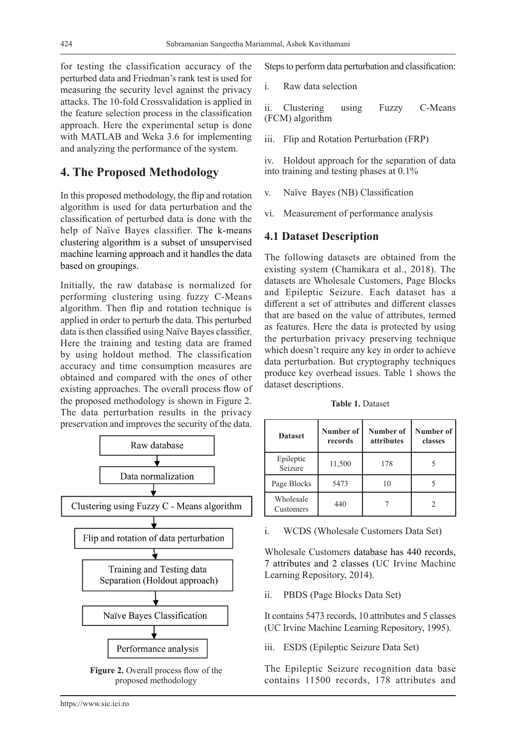for testing the classification accuracy of the perturbed data and Friedman's rank test is used for measuring the security level against the privacy attacks. The 10-fold Crossvalidation is applied in the feature selection process in the classification approach. Here the experimental setup is done with MATLAB and Weka 3.6 for implementing and analyzing the performance of the system.

## 4. The Proposed Methodology

In this proposed methodology, the flip and rotation algorithm is used for data perturbation and the classification of perturbed data is done with the help of Naïve Bayes classifier. The k-means clustering algorithm is a subset of unsupervised machine learning approach and it handles the data based on groupings.

Initially, the raw database is normalized for performing clustering using fuzzy C-Means algorithm. Then flip and rotation technique is applied in order to perturb the data. This perturbed data is then classified using Naïve Bayes classifier. Here the training and testing data are framed by using holdout method. The classification accuracy and time consumption measures are obtained and compared with the ones of other existing approaches. The overall process flow of the proposed methodology is shown in Figure 2. The data perturbation results in the privacy preservation and improves the security of the data.

Raw database
↓
Data normalization
↓
Clustering using Fuzzy C - Means algorithm
↓
Flip and rotation of data perturbation
↓
Training and Testing data Separation (Holdout approach)
↓
Naïve Bayes Classification
↓
Performance analysis

**Figure 2.** Overall process flow of the proposed methodology

Steps to perform data perturbation and classification:

i. Raw data selection

ii. Clustering using Fuzzy C-Means (FCM) algorithm

iii. Flip and Rotation Perturbation (FRP)

iv. Holdout approach for the separation of data into training and testing phases at 0.1%

v. Naïve Bayes (NB) Classification

vi. Measurement of performance analysis

### 4.1 Dataset Description

The following datasets are obtained from the existing system (Chamikara et al., 2018). The datasets are Wholesale Customers, Page Blocks and Epileptic Seizure. Each dataset has a different a set of attributes and different classes that are based on the value of attributes, termed as features. Here the data is protected by using the perturbation privacy preserving technique which doesn't require any key in order to achieve data perturbation. But cryptography techniques produce key overhead issues. Table 1 shows the dataset descriptions.

**Table 1.** Dataset

| Dataset | Number of records | Number of attributes | Number of classes |
|---|---|---|---|
| Epileptic Seizure | 11,500 | 178 | 5 |
| Page Blocks | 5473 | 10 | 5 |
| Wholesale Customers | 440 | 7 | 2 |

i. WCDS (Wholesale Customers Data Set)

Wholesale Customers database has 440 records, 7 attributes and 2 classes (UC Irvine Machine Learning Repository, 2014).

ii. PBDS (Page Blocks Data Set)

It contains 5473 records, 10 attributes and 5 classes (UC Irvine Machine Learning Repository, 1995).

iii. ESDS (Epileptic Seizure Data Set)

The Epileptic Seizure recognition data base contains 11500 records, 178 attributes and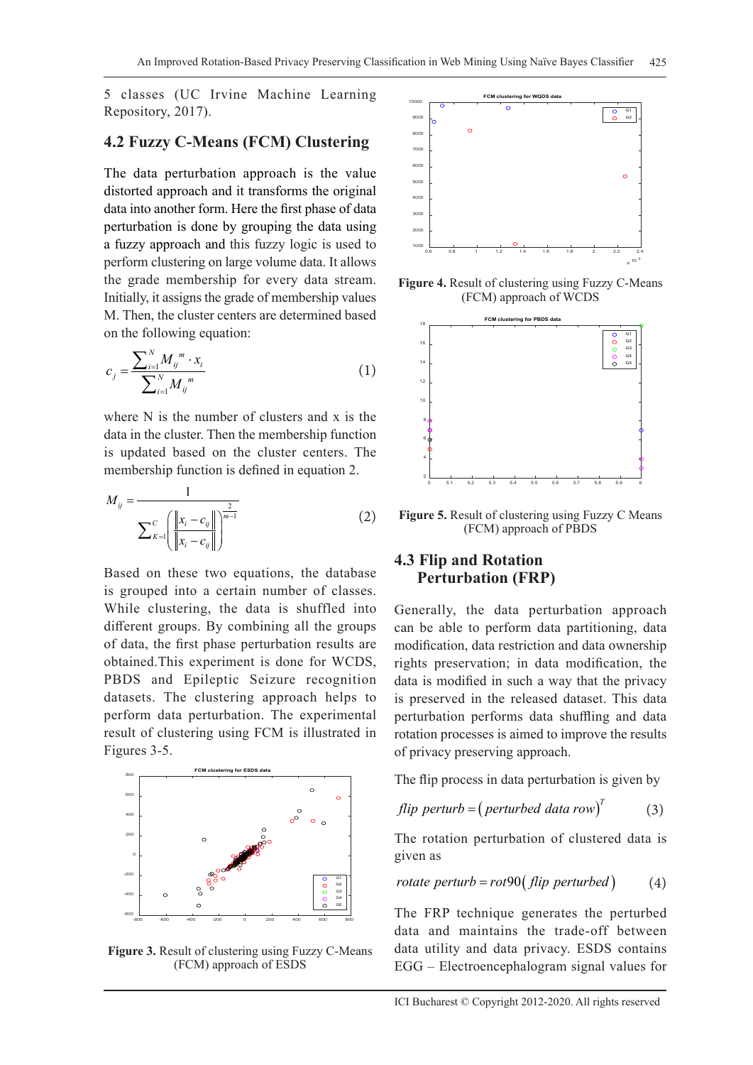5 classes (UC Irvine Machine Learning Repository, 2017).

## 4.2 Fuzzy C-Means (FCM) Clustering

The data perturbation approach is the value distorted approach and it transforms the original data into another form. Here the first phase of data perturbation is done by grouping the data using a fuzzy approach and this fuzzy logic is used to perform clustering on large volume data. It allows the grade membership for every data stream. Initially, it assigns the grade of membership values M. Then, the cluster centers are determined based on the following equation:

$$c_j = \frac{\sum_{i=1}^{N} M_{ij}^{m} \cdot x_i}{\sum_{i=1}^{N} M_{ij}^{m}} \quad (1)$$

where N is the number of clusters and x is the data in the cluster. Then the membership function is updated based on the cluster centers. The membership function is defined in equation 2.

$$M_{ij} = \frac{1}{\sum_{K=1}^{C} \left( \frac{\left\| x_i - c_{ij} \right\|}{\left\| x_i - c_{ij} \right\|} \right)^{\frac{2}{m-1}}} \quad (2)$$

Based on these two equations, the database is grouped into a certain number of classes. While clustering, the data is shuffled into different groups. By combining all the groups of data, the first phase perturbation results are obtained.This experiment is done for WCDS, PBDS and Epileptic Seizure recognition datasets. The clustering approach helps to perform data perturbation. The experimental result of clustering using FCM is illustrated in Figures 3-5.

**Figure 3.** Result of clustering using Fuzzy C-Means (FCM) approach of ESDS

**Figure 4.** Result of clustering using Fuzzy C-Means (FCM) approach of WCDS

**Figure 5.** Result of clustering using Fuzzy C Means (FCM) approach of PBDS

## 4.3 Flip and Rotation Perturbation (FRP)

Generally, the data perturbation approach can be able to perform data partitioning, data modification, data restriction and data ownership rights preservation; in data modification, the data is modified in such a way that the privacy is preserved in the released dataset. This data perturbation performs data shuffling and data rotation processes is aimed to improve the results of privacy preserving approach.

The flip process in data perturbation is given by

$$flip\ perturb = (perturbed\ data\ row)^{T} \quad (3)$$

The rotation perturbation of clustered data is given as

$$rotate\ perturb = rot90(flip\ perturbed) \quad (4)$$

The FRP technique generates the perturbed data and maintains the trade-off between data utility and data privacy. ESDS contains EGG – Electroencephalogram signal values for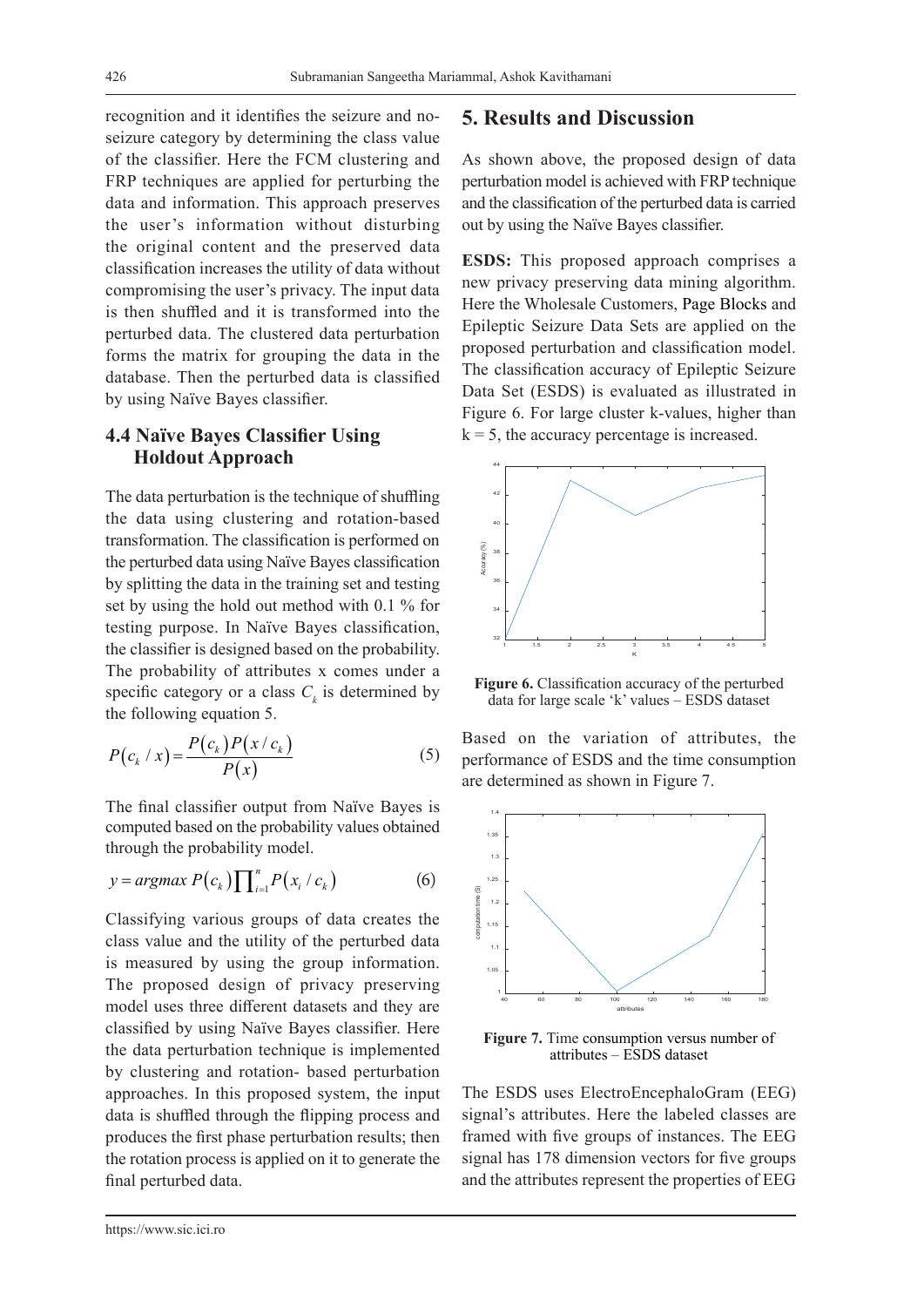recognition and it identifies the seizure and no-seizure category by determining the class value of the classifier. Here the FCM clustering and FRP techniques are applied for perturbing the data and information. This approach preserves the user's information without disturbing the original content and the preserved data classification increases the utility of data without compromising the user's privacy. The input data is then shuffled and it is transformed into the perturbed data. The clustered data perturbation forms the matrix for grouping the data in the database. Then the perturbed data is classified by using Naïve Bayes classifier.

### 4.4 Naïve Bayes Classifier Using Holdout Approach

The data perturbation is the technique of shuffling the data using clustering and rotation-based transformation. The classification is performed on the perturbed data using Naïve Bayes classification by splitting the data in the training set and testing set by using the hold out method with 0.1 % for testing purpose. In Naïve Bayes classification, the classifier is designed based on the probability. The probability of attributes x comes under a specific category or a class $C_k$ is determined by the following equation 5.

$$P(c_k / x) = \frac{P(c_k)P(x / c_k)}{P(x)} \tag{5}$$

The final classifier output from Naïve Bayes is computed based on the probability values obtained through the probability model.

$$y = argmax\ P(c_k)\prod_{i=1}^{n} P(x_i / c_k) \tag{6}$$

Classifying various groups of data creates the class value and the utility of the perturbed data is measured by using the group information. The proposed design of privacy preserving model uses three different datasets and they are classified by using Naïve Bayes classifier. Here the data perturbation technique is implemented by clustering and rotation- based perturbation approaches. In this proposed system, the input data is shuffled through the flipping process and produces the first phase perturbation results; then the rotation process is applied on it to generate the final perturbed data.

## 5. Results and Discussion

As shown above, the proposed design of data perturbation model is achieved with FRP technique and the classification of the perturbed data is carried out by using the Naïve Bayes classifier.

**ESDS:** This proposed approach comprises a new privacy preserving data mining algorithm. Here the Wholesale Customers, Page Blocks and Epileptic Seizure Data Sets are applied on the proposed perturbation and classification model. The classification accuracy of Epileptic Seizure Data Set (ESDS) is evaluated as illustrated in Figure 6. For large cluster k-values, higher than k = 5, the accuracy percentage is increased.

**Figure 6.** Classification accuracy of the perturbed data for large scale 'k' values – ESDS dataset

Based on the variation of attributes, the performance of ESDS and the time consumption are determined as shown in Figure 7.

**Figure 7.** Time consumption versus number of attributes – ESDS dataset

The ESDS uses ElectroEncephaloGram (EEG) signal's attributes. Here the labeled classes are framed with five groups of instances. The EEG signal has 178 dimension vectors for five groups and the attributes represent the properties of EEG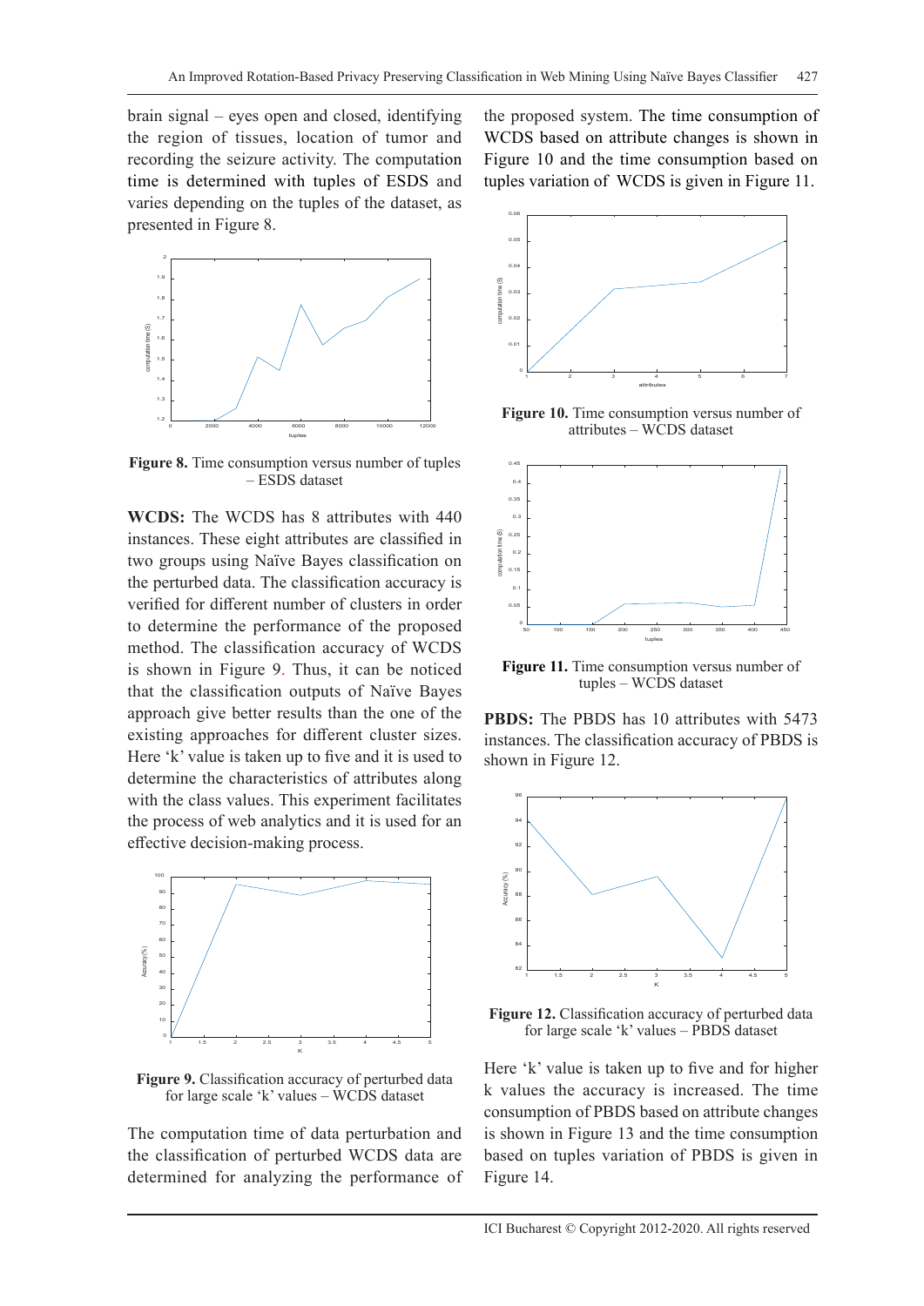brain signal – eyes open and closed, identifying the region of tissues, location of tumor and recording the seizure activity. The computation time is determined with tuples of ESDS and varies depending on the tuples of the dataset, as presented in Figure 8.

**Figure 8.** Time consumption versus number of tuples – ESDS dataset

**WCDS:** The WCDS has 8 attributes with 440 instances. These eight attributes are classified in two groups using Naïve Bayes classification on the perturbed data. The classification accuracy is verified for different number of clusters in order to determine the performance of the proposed method. The classification accuracy of WCDS is shown in Figure 9. Thus, it can be noticed that the classification outputs of Naïve Bayes approach give better results than the one of the existing approaches for different cluster sizes. Here 'k' value is taken up to five and it is used to determine the characteristics of attributes along with the class values. This experiment facilitates the process of web analytics and it is used for an effective decision-making process.

**Figure 9.** Classification accuracy of perturbed data for large scale 'k' values – WCDS dataset

The computation time of data perturbation and the classification of perturbed WCDS data are determined for analyzing the performance of the proposed system. The time consumption of WCDS based on attribute changes is shown in Figure 10 and the time consumption based on tuples variation of WCDS is given in Figure 11.

**Figure 10.** Time consumption versus number of attributes – WCDS dataset

**Figure 11.** Time consumption versus number of tuples – WCDS dataset

**PBDS:** The PBDS has 10 attributes with 5473 instances. The classification accuracy of PBDS is shown in Figure 12.

**Figure 12.** Classification accuracy of perturbed data for large scale 'k' values – PBDS dataset

Here 'k' value is taken up to five and for higher k values the accuracy is increased. The time consumption of PBDS based on attribute changes is shown in Figure 13 and the time consumption based on tuples variation of PBDS is given in Figure 14.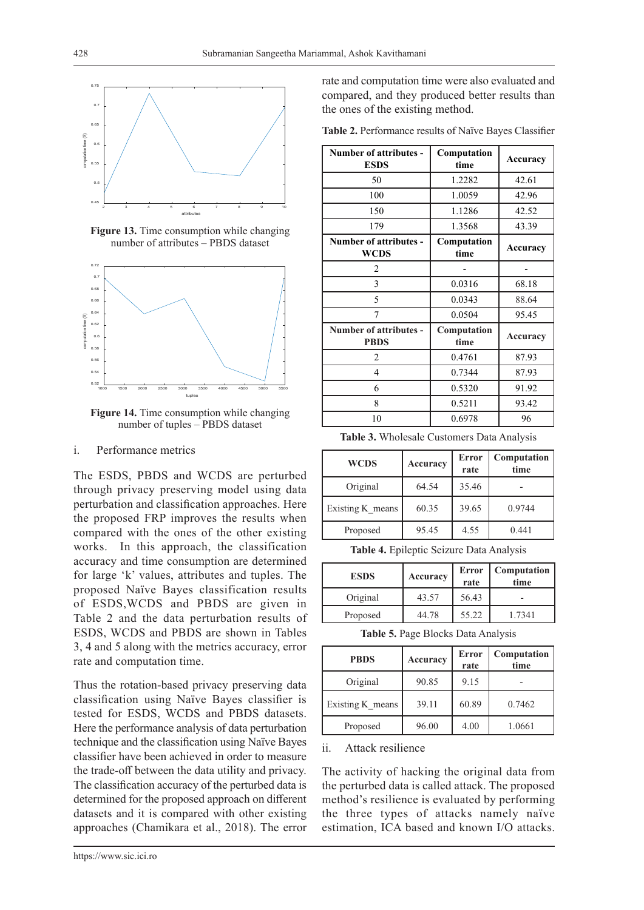Figure 13. Time consumption while changing number of attributes – PBDS dataset

Figure 14. Time consumption while changing number of tuples – PBDS dataset

i. Performance metrics

The ESDS, PBDS and WCDS are perturbed through privacy preserving model using data perturbation and classification approaches. Here the proposed FRP improves the results when compared with the ones of the other existing works. In this approach, the classification accuracy and time consumption are determined for large 'k' values, attributes and tuples. The proposed Naïve Bayes classification results of ESDS,WCDS and PBDS are given in Table 2 and the data perturbation results of ESDS, WCDS and PBDS are shown in Tables 3, 4 and 5 along with the metrics accuracy, error rate and computation time.

Thus the rotation-based privacy preserving data classification using Naïve Bayes classifier is tested for ESDS, WCDS and PBDS datasets. Here the performance analysis of data perturbation technique and the classification using Naïve Bayes classifier have been achieved in order to measure the trade-off between the data utility and privacy. The classification accuracy of the perturbed data is determined for the proposed approach on different datasets and it is compared with other existing approaches (Chamikara et al., 2018). The error rate and computation time were also evaluated and compared, and they produced better results than the ones of the existing method.

**Table 2.** Performance results of Naïve Bayes Classifier

| Number of attributes - ESDS | Computation time | Accuracy |
|---|---|---|
| 50 | 1.2282 | 42.61 |
| 100 | 1.0059 | 42.96 |
| 150 | 1.1286 | 42.52 |
| 179 | 1.3568 | 43.39 |
| **Number of attributes - WCDS** | **Computation time** | **Accuracy** |
| 2 | - | - |
| 3 | 0.0316 | 68.18 |
| 5 | 0.0343 | 88.64 |
| 7 | 0.0504 | 95.45 |
| **Number of attributes - PBDS** | **Computation time** | **Accuracy** |
| 2 | 0.4761 | 87.93 |
| 4 | 0.7344 | 87.93 |
| 6 | 0.5320 | 91.92 |
| 8 | 0.5211 | 93.42 |
| 10 | 0.6978 | 96 |

**Table 3.** Wholesale Customers Data Analysis

| WCDS | Accuracy | Error rate | Computation time |
|---|---|---|---|
| Original | 64.54 | 35.46 | - |
| Existing K_means | 60.35 | 39.65 | 0.9744 |
| Proposed | 95.45 | 4.55 | 0.441 |

**Table 4.** Epileptic Seizure Data Analysis

| ESDS | Accuracy | Error rate | Computation time |
|---|---|---|---|
| Original | 43.57 | 56.43 | - |
| Proposed | 44.78 | 55.22 | 1.7341 |

**Table 5.** Page Blocks Data Analysis

| PBDS | Accuracy | Error rate | Computation time |
|---|---|---|---|
| Original | 90.85 | 9.15 | - |
| Existing K_means | 39.11 | 60.89 | 0.7462 |
| Proposed | 96.00 | 4.00 | 1.0661 |

ii. Attack resilience

The activity of hacking the original data from the perturbed data is called attack. The proposed method's resilience is evaluated by performing the three types of attacks namely naïve estimation, ICA based and known I/O attacks.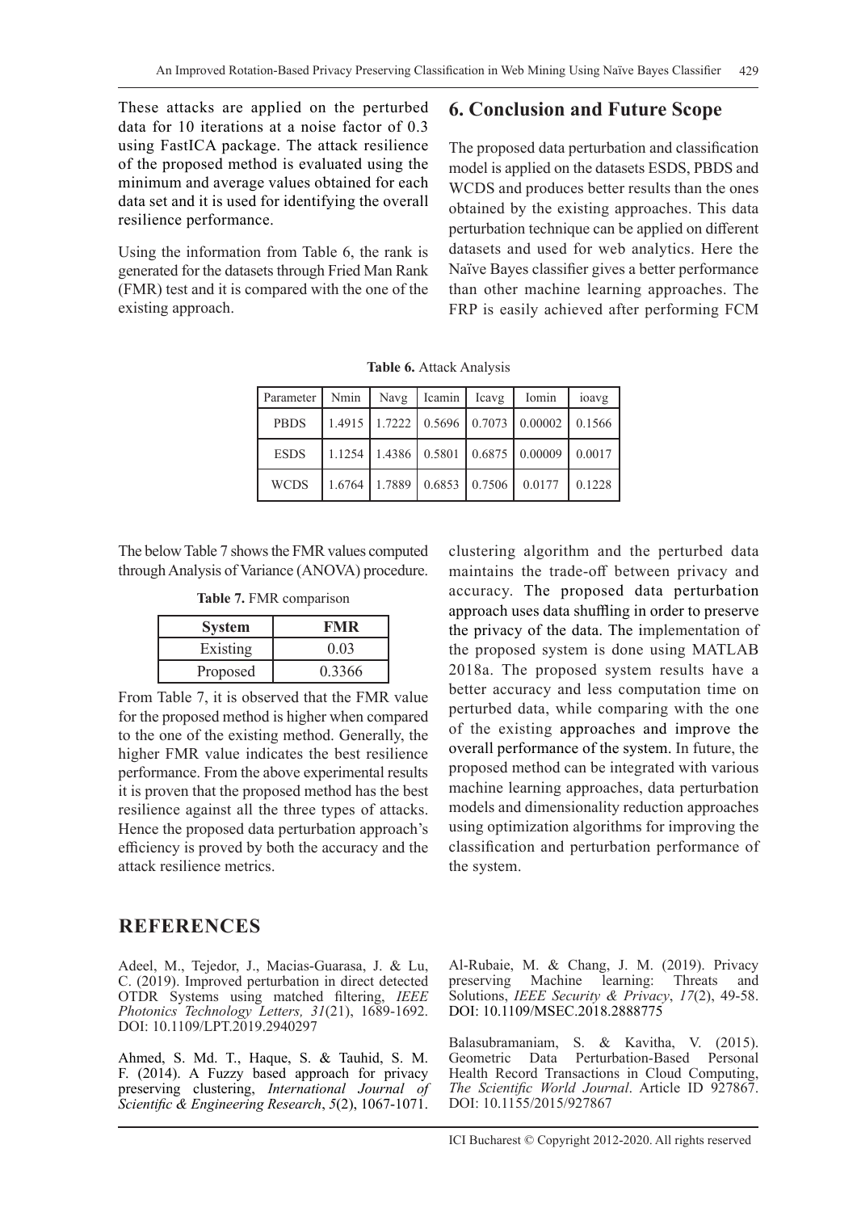These attacks are applied on the perturbed data for 10 iterations at a noise factor of 0.3 using FastICA package. The attack resilience of the proposed method is evaluated using the minimum and average values obtained for each data set and it is used for identifying the overall resilience performance.

Using the information from Table 6, the rank is generated for the datasets through Fried Man Rank (FMR) test and it is compared with the one of the existing approach.

**Table 6.** Attack Analysis

| Parameter | Nmin | Navg | Icamin | Icavg | Iomin | ioavg |
|---|---|---|---|---|---|---|
| PBDS | 1.4915 | 1.7222 | 0.5696 | 0.7073 | 0.00002 | 0.1566 |
| ESDS | 1.1254 | 1.4386 | 0.5801 | 0.6875 | 0.00009 | 0.0017 |
| WCDS | 1.6764 | 1.7889 | 0.6853 | 0.7506 | 0.0177 | 0.1228 |

The below Table 7 shows the FMR values computed through Analysis of Variance (ANOVA) procedure.

**Table 7.** FMR comparison

| System | FMR |
|---|---|
| Existing | 0.03 |
| Proposed | 0.3366 |

From Table 7, it is observed that the FMR value for the proposed method is higher when compared to the one of the existing method. Generally, the higher FMR value indicates the best resilience performance. From the above experimental results it is proven that the proposed method has the best resilience against all the three types of attacks. Hence the proposed data perturbation approach's efficiency is proved by both the accuracy and the attack resilience metrics.

## 6. Conclusion and Future Scope

The proposed data perturbation and classification model is applied on the datasets ESDS, PBDS and WCDS and produces better results than the ones obtained by the existing approaches. This data perturbation technique can be applied on different datasets and used for web analytics. Here the Naïve Bayes classifier gives a better performance than other machine learning approaches. The FRP is easily achieved after performing FCM clustering algorithm and the perturbed data maintains the trade-off between privacy and accuracy. The proposed data perturbation approach uses data shuffling in order to preserve the privacy of the data. The implementation of the proposed system is done using MATLAB 2018a. The proposed system results have a better accuracy and less computation time on perturbed data, while comparing with the one of the existing approaches and improve the overall performance of the system. In future, the proposed method can be integrated with various machine learning approaches, data perturbation models and dimensionality reduction approaches using optimization algorithms for improving the classification and perturbation performance of the system.

## REFERENCES

Adeel, M., Tejedor, J., Macias-Guarasa, J. & Lu, C. (2019). Improved perturbation in direct detected OTDR Systems using matched filtering, *IEEE Photonics Technology Letters, 31*(21), 1689-1692. DOI: 10.1109/LPT.2019.2940297

Ahmed, S. Md. T., Haque, S. & Tauhid, S. M. F. (2014). A Fuzzy based approach for privacy preserving clustering, *International Journal of Scientific & Engineering Research*, *5*(2), 1067-1071.

Al-Rubaie, M. & Chang, J. M. (2019). Privacy preserving Machine learning: Threats and Solutions, *IEEE Security & Privacy*, *17*(2), 49-58. DOI: 10.1109/MSEC.2018.2888775

Balasubramaniam, S. & Kavitha, V. (2015). Geometric Data Perturbation-Based Personal Health Record Transactions in Cloud Computing, *The Scientific World Journal*. Article ID 927867. DOI: 10.1155/2015/927867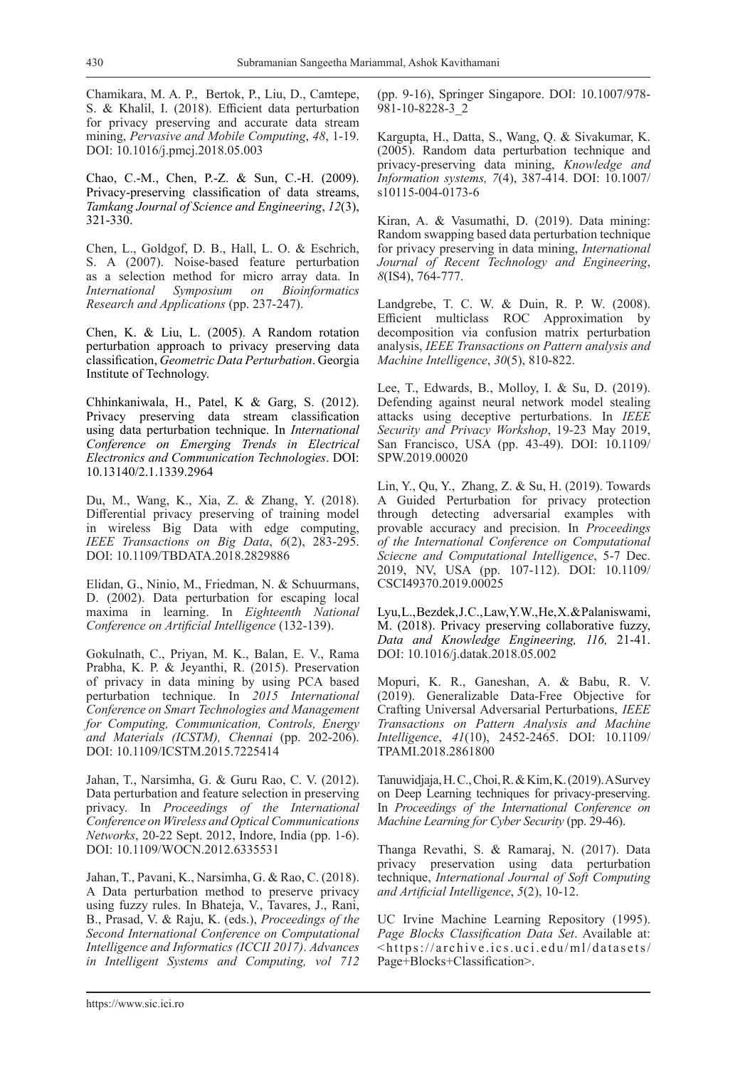Chamikara, M. A. P., Bertok, P., Liu, D., Camtepe, S. & Khalil, I. (2018). Efficient data perturbation for privacy preserving and accurate data stream mining, *Pervasive and Mobile Computing*, *48*, 1-19. DOI: 10.1016/j.pmcj.2018.05.003

Chao, C.-M., Chen, P.-Z. & Sun, C.-H. (2009). Privacy-preserving classification of data streams, *Tamkang Journal of Science and Engineering*, *12*(3), 321-330.

Chen, L., Goldgof, D. B., Hall, L. O. & Eschrich, S. A (2007). Noise-based feature perturbation as a selection method for micro array data. In *International Symposium on Bioinformatics Research and Applications* (pp. 237-247).

Chen, K. & Liu, L. (2005). A Random rotation perturbation approach to privacy preserving data classification, *Geometric Data Perturbation*. Georgia Institute of Technology.

Chhinkaniwala, H., Patel, K & Garg, S. (2012). Privacy preserving data stream classification using data perturbation technique. In *International Conference on Emerging Trends in Electrical Electronics and Communication Technologies*. DOI: 10.13140/2.1.1339.2964

Du, M., Wang, K., Xia, Z. & Zhang, Y. (2018). Differential privacy preserving of training model in wireless Big Data with edge computing, *IEEE Transactions on Big Data*, *6*(2), 283-295. DOI: 10.1109/TBDATA.2018.2829886

Elidan, G., Ninio, M., Friedman, N. & Schuurmans, D. (2002). Data perturbation for escaping local maxima in learning. In *Eighteenth National Conference on Artificial Intelligence* (132-139).

Gokulnath, C., Priyan, M. K., Balan, E. V., Rama Prabha, K. P. & Jeyanthi, R. (2015). Preservation of privacy in data mining by using PCA based perturbation technique. In *2015 International Conference on Smart Technologies and Management for Computing, Communication, Controls, Energy and Materials (ICSTM), Chennai* (pp. 202-206). DOI: 10.1109/ICSTM.2015.7225414

Jahan, T., Narsimha, G. & Guru Rao, C. V. (2012). Data perturbation and feature selection in preserving privacy. In *Proceedings of the International Conference on Wireless and Optical Communications Networks*, 20-22 Sept. 2012, Indore, India (pp. 1-6). DOI: 10.1109/WOCN.2012.6335531

Jahan, T., Pavani, K., Narsimha, G. & Rao, C. (2018). A Data perturbation method to preserve privacy using fuzzy rules. In Bhateja, V., Tavares, J., Rani, B., Prasad, V. & Raju, K. (eds.), *Proceedings of the Second International Conference on Computational Intelligence and Informatics (ICCII 2017)*. *Advances in Intelligent Systems and Computing, vol 712* (pp. 9-16), Springer Singapore. DOI: 10.1007/978-981-10-8228-3_2

Kargupta, H., Datta, S., Wang, Q. & Sivakumar, K. (2005). Random data perturbation technique and privacy-preserving data mining, *Knowledge and Information systems, 7*(4), 387-414. DOI: 10.1007/s10115-004-0173-6

Kiran, A. & Vasumathi, D. (2019). Data mining: Random swapping based data perturbation technique for privacy preserving in data mining, *International Journal of Recent Technology and Engineering*, *8*(IS4), 764-777.

Landgrebe, T. C. W. & Duin, R. P. W. (2008). Efficient multiclass ROC Approximation by decomposition via confusion matrix perturbation analysis, *IEEE Transactions on Pattern analysis and Machine Intelligence*, *30*(5), 810-822.

Lee, T., Edwards, B., Molloy, I. & Su, D. (2019). Defending against neural network model stealing attacks using deceptive perturbations. In *IEEE Security and Privacy Workshop*, 19-23 May 2019, San Francisco, USA (pp. 43-49). DOI: 10.1109/SPW.2019.00020

Lin, Y., Qu, Y., Zhang, Z. & Su, H. (2019). Towards A Guided Perturbation for privacy protection through detecting adversarial examples with provable accuracy and precision. In *Proceedings of the International Conference on Computational Sciecne and Computational Intelligence*, 5-7 Dec. 2019, NV, USA (pp. 107-112). DOI: 10.1109/CSCI49370.2019.00025

Lyu, L., Bezdek, J.C., Law, Y.W., He, X. & Palaniswami, M. (2018). Privacy preserving collaborative fuzzy, *Data and Knowledge Engineering, 116,* 21-41. DOI: 10.1016/j.datak.2018.05.002

Mopuri, K. R., Ganeshan, A. & Babu, R. V. (2019). Generalizable Data-Free Objective for Crafting Universal Adversarial Perturbations, *IEEE Transactions on Pattern Analysis and Machine Intelligence*, *41*(10), 2452-2465. DOI: 10.1109/TPAMI.2018.2861800

Tanuwidjaja, H. C., Choi, R. & Kim, K. (2019). A Survey on Deep Learning techniques for privacy-preserving. In *Proceedings of the International Conference on Machine Learning for Cyber Security* (pp. 29-46).

Thanga Revathi, S. & Ramaraj, N. (2017). Data privacy preservation using data perturbation technique, *International Journal of Soft Computing and Artificial Intelligence*, *5*(2), 10-12.

UC Irvine Machine Learning Repository (1995). *Page Blocks Classification Data Set*. Available at: <https://archive.ics.uci.edu/ml/datasets/Page+Blocks+Classification>.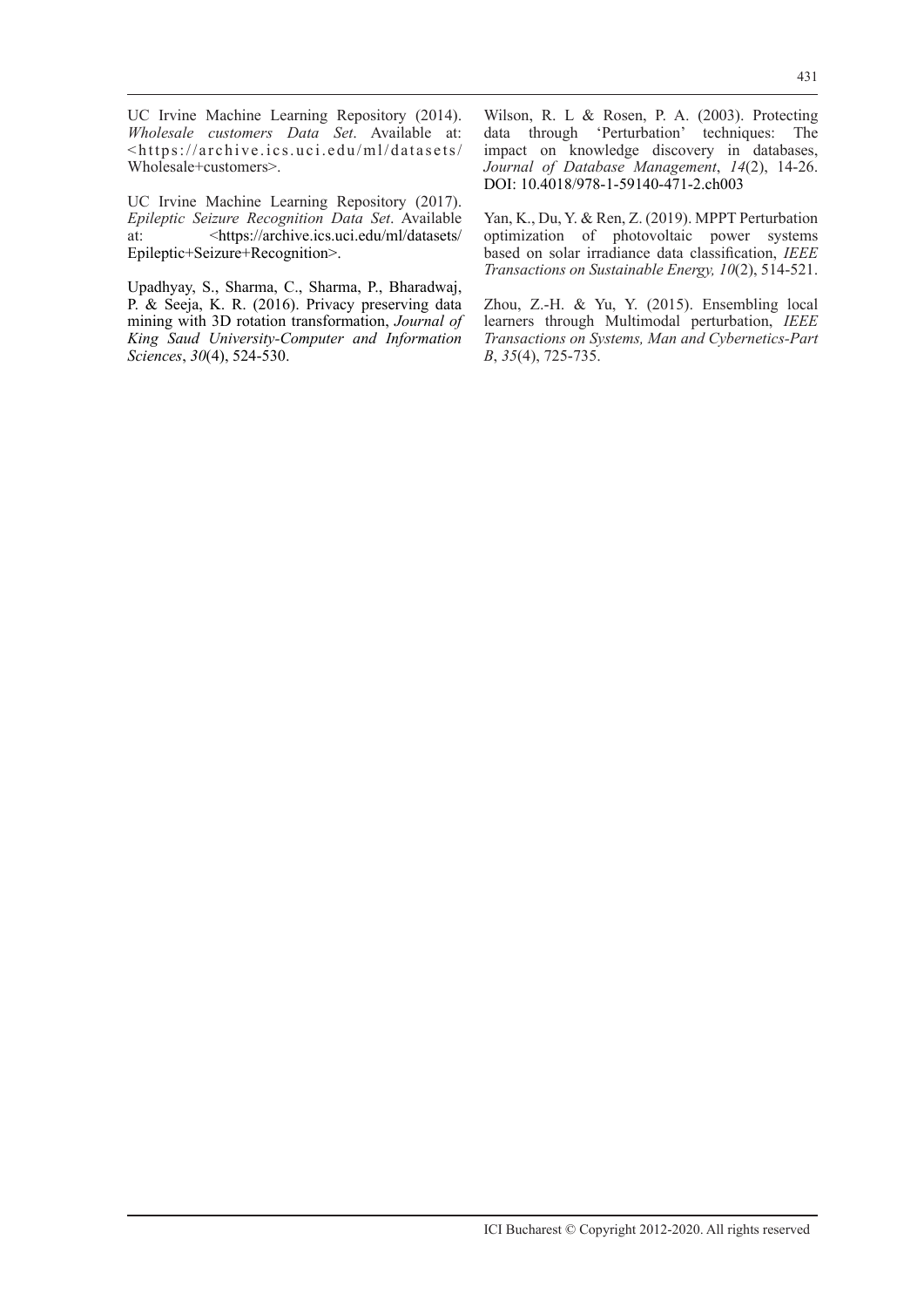UC Irvine Machine Learning Repository (2014). *Wholesale customers Data Set*. Available at: <https://archive.ics.uci.edu/ml/datasets/Wholesale+customers>.

UC Irvine Machine Learning Repository (2017). *Epileptic Seizure Recognition Data Set*. Available at: <https://archive.ics.uci.edu/ml/datasets/Epileptic+Seizure+Recognition>.

Upadhyay, S., Sharma, C., Sharma, P., Bharadwaj, P. & Seeja, K. R. (2016). Privacy preserving data mining with 3D rotation transformation, *Journal of King Saud University-Computer and Information Sciences*, *30*(4), 524-530.

Wilson, R. L & Rosen, P. A. (2003). Protecting data through 'Perturbation' techniques: The impact on knowledge discovery in databases, *Journal of Database Management*, *14*(2), 14-26. DOI: 10.4018/978-1-59140-471-2.ch003

Yan, K., Du, Y. & Ren, Z. (2019). MPPT Perturbation optimization of photovoltaic power systems based on solar irradiance data classification, *IEEE Transactions on Sustainable Energy, 10*(2), 514-521.

Zhou, Z.-H. & Yu, Y. (2015). Ensembling local learners through Multimodal perturbation, *IEEE Transactions on Systems, Man and Cybernetics-Part B*, *35*(4), 725-735.